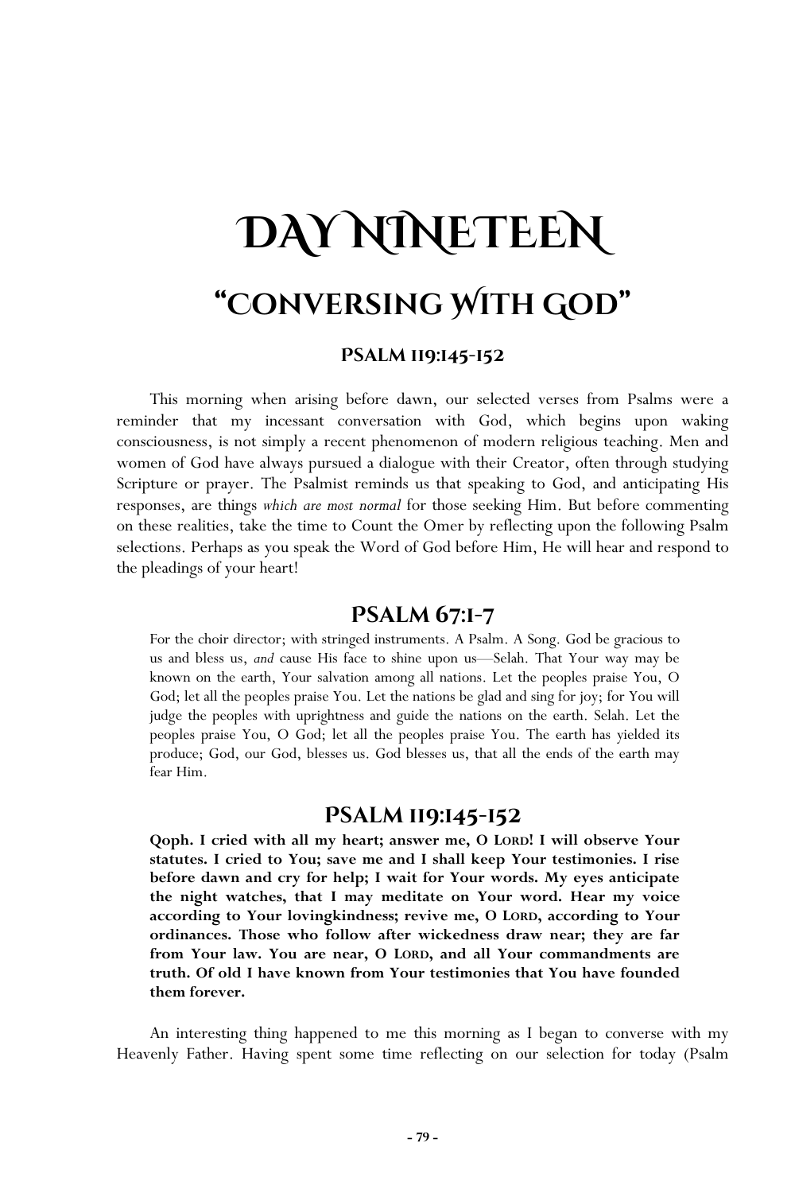# DAY NINETEEN

## "CONVERSING WITH GOD"

### PSALM 119:145-152

This morning when arising before dawn, our selected verses from Psalms were a reminder that my incessant conversation with God, which begins upon waking consciousness, is not simply a recent phenomenon of modern religious teaching. Men and women of God have always pursued a dialogue with their Creator, often through studying Scripture or prayer. The Psalmist reminds us that speaking to God, and anticipating His responses, are things *which are most normal* for those seeking Him. But before commenting on these realities, take the time to Count the Omer by reflecting upon the following Psalm selections. Perhaps as you speak the Word of God before Him, He will hear and respond to the pleadings of your heart!

## PSALM 67:1-7

For the choir director; with stringed instruments. A Psalm. A Song. God be gracious to us and bless us, *and* cause His face to shine upon us—Selah. That Your way may be known on the earth, Your salvation among all nations. Let the peoples praise You, O God; let all the peoples praise You. Let the nations be glad and sing for joy; for You will judge the peoples with uprightness and guide the nations on the earth. Selah. Let the peoples praise You, O God; let all the peoples praise You. The earth has yielded its produce; God, our God, blesses us. God blesses us, that all the ends of the earth may fear Him.

## PSALM 119:145-152

**Qoph. I cried with all my heart; answer me, O LORD! I will observe Your statutes. I cried to You; save me and I shall keep Your testimonies. I rise before dawn and cry for help; I wait for Your words. My eyes anticipate the night watches, that I may meditate on Your word. Hear my voice according to Your lovingkindness; revive me, O LORD, according to Your ordinances. Those who follow after wickedness draw near; they are far from Your law. You are near, O LORD, and all Your commandments are truth. Of old I have known from Your testimonies that You have founded them forever.**

An interesting thing happened to me this morning as I began to converse with my Heavenly Father. Having spent some time reflecting on our selection for today (Psalm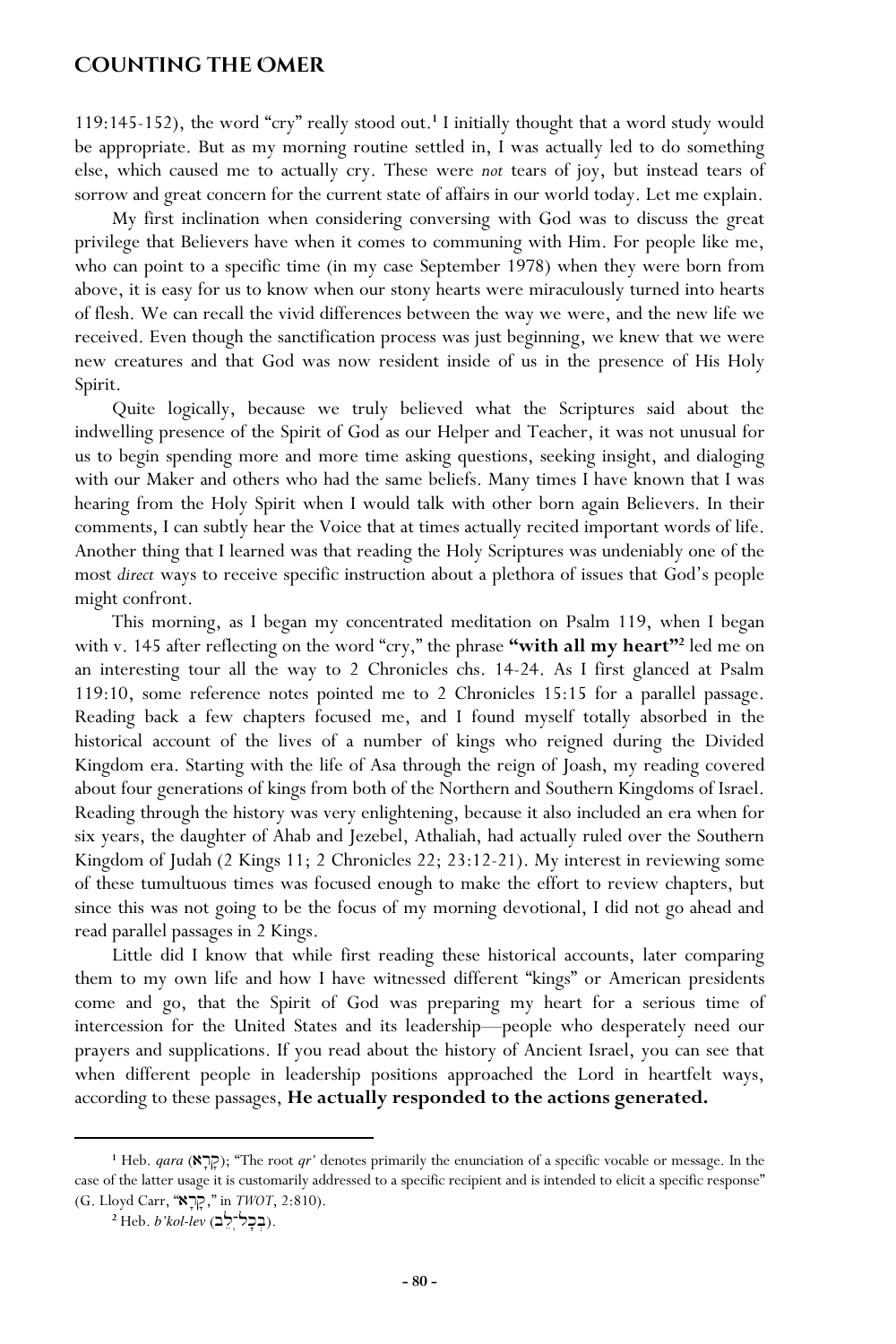119:145-152), the word "cry" really stood out.[1] I initially thought that a word study would be appropriate. But as my morning routine settled in, I was actually led to do something else, which caused me to actually cry. These were *not* tears of joy, but instead tears of sorrow and great concern for the current state of affairs in our world today. Let me explain.

My first inclination when considering conversing with God was to discuss the great privilege that Believers have when it comes to communing with Him. For people like me, who can point to a specific time (in my case September 1978) when they were born from above, it is easy for us to know when our stony hearts were miraculously turned into hearts of flesh. We can recall the vivid differences between the way we were, and the new life we received. Even though the sanctification process was just beginning, we knew that we were new creatures and that God was now resident inside of us in the presence of His Holy Spirit.

Quite logically, because we truly believed what the Scriptures said about the indwelling presence of the Spirit of God as our Helper and Teacher, it was not unusual for us to begin spending more and more time asking questions, seeking insight, and dialoging with our Maker and others who had the same beliefs. Many times I have known that I was hearing from the Holy Spirit when I would talk with other born again Believers. In their comments, I can subtly hear the Voice that at times actually recited important words of life. Another thing that I learned was that reading the Holy Scriptures was undeniably one of the most *direct* ways to receive specific instruction about a plethora of issues that God's people might confront.

This morning, as I began my concentrated meditation on Psalm 119, when I began with v. 145 after reflecting on the word "cry," the phrase **"with all my heart"**[2] led me on an interesting tour all the way to 2 Chronicles chs. 14-24. As I first glanced at Psalm 119:10, some reference notes pointed me to 2 Chronicles 15:15 for a parallel passage. Reading back a few chapters focused me, and I found myself totally absorbed in the historical account of the lives of a number of kings who reigned during the Divided Kingdom era. Starting with the life of Asa through the reign of Joash, my reading covered about four generations of kings from both of the Northern and Southern Kingdoms of Israel. Reading through the history was very enlightening, because it also included an era when for six years, the daughter of Ahab and Jezebel, Athaliah, had actually ruled over the Southern Kingdom of Judah (2 Kings 11; 2 Chronicles 22; 23:12-21). My interest in reviewing some of these tumultuous times was focused enough to make the effort to review chapters, but since this was not going to be the focus of my morning devotional, I did not go ahead and read parallel passages in 2 Kings.

Little did I know that while first reading these historical accounts, later comparing them to my own life and how I have witnessed different "kings" or American presidents come and go, that the Spirit of God was preparing my heart for a serious time of intercession for the United States and its leadership—people who desperately need our prayers and supplications. If you read about the history of Ancient Israel, you can see that when different people in leadership positions approached the Lord in heartfelt ways, according to these passages, **He actually responded to the actions generated.**

---

[1] Heb. *qara* (קָרָא); "The root *qr'* denotes primarily the enunciation of a specific vocable or message. In the case of the latter usage it is customarily addressed to a specific recipient and is intended to elicit a specific response" (G. Lloyd Carr, "קָרָא," in *TWOT*, 2:810).

[2] Heb. *b'kol-lev* (בְּכָל־לֵב).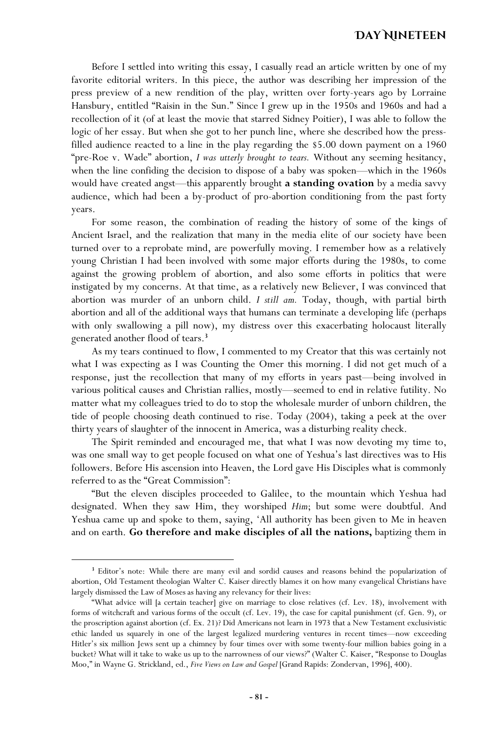Before I settled into writing this essay, I casually read an article written by one of my favorite editorial writers. In this piece, the author was describing her impression of the press preview of a new rendition of the play, written over forty-years ago by Lorraine Hansbury, entitled "Raisin in the Sun." Since I grew up in the 1950s and 1960s and had a recollection of it (of at least the movie that starred Sidney Poitier), I was able to follow the logic of her essay. But when she got to her punch line, where she described how the press-filled audience reacted to a line in the play regarding the $5.00 down payment on a 1960 "pre-Roe v. Wade" abortion, *I was utterly brought to tears.* Without any seeming hesitancy, when the line confiding the decision to dispose of a baby was spoken—which in the 1960s would have created angst—this apparently brought **a standing ovation** by a media savvy audience, which had been a by-product of pro-abortion conditioning from the past forty years.

For some reason, the combination of reading the history of some of the kings of Ancient Israel, and the realization that many in the media elite of our society have been turned over to a reprobate mind, are powerfully moving. I remember how as a relatively young Christian I had been involved with some major efforts during the 1980s, to come against the growing problem of abortion, and also some efforts in politics that were instigated by my concerns. At that time, as a relatively new Believer, I was convinced that abortion was murder of an unborn child. *I still am.* Today, though, with partial birth abortion and all of the additional ways that humans can terminate a developing life (perhaps with only swallowing a pill now), my distress over this exacerbating holocaust literally generated another flood of tears.[3]

As my tears continued to flow, I commented to my Creator that this was certainly not what I was expecting as I was Counting the Omer this morning. I did not get much of a response, just the recollection that many of my efforts in years past—being involved in various political causes and Christian rallies, mostly—seemed to end in relative futility. No matter what my colleagues tried to do to stop the wholesale murder of unborn children, the tide of people choosing death continued to rise. Today (2004), taking a peek at the over thirty years of slaughter of the innocent in America, was a disturbing reality check.

The Spirit reminded and encouraged me, that what I was now devoting my time to, was one small way to get people focused on what one of Yeshua's last directives was to His followers. Before His ascension into Heaven, the Lord gave His Disciples what is commonly referred to as the "Great Commission":

"But the eleven disciples proceeded to Galilee, to the mountain which Yeshua had designated. When they saw Him, they worshiped *Him*; but some were doubtful. And Yeshua came up and spoke to them, saying, 'All authority has been given to Me in heaven and on earth. **Go therefore and make disciples of all the nations,** baptizing them in

---

[3] Editor's note: While there are many evil and sordid causes and reasons behind the popularization of abortion, Old Testament theologian Walter C. Kaiser directly blames it on how many evangelical Christians have largely dismissed the Law of Moses as having any relevancy for their lives:

"What advice will [a certain teacher] give on marriage to close relatives (cf. Lev. 18), involvement with forms of witchcraft and various forms of the occult (cf. Lev. 19), the case for capital punishment (cf. Gen. 9), or the proscription against abortion (cf. Ex. 21)? Did Americans not learn in 1973 that a New Testament exclusivistic ethic landed us squarely in one of the largest legalized murdering ventures in recent times—now exceeding Hitler's six million Jews sent up a chimney by four times over with some twenty-four million babies going in a bucket? What will it take to wake us up to the narrowness of our views?" (Walter C. Kaiser, "Response to Douglas Moo," in Wayne G. Strickland, ed., *Five Views on Law and Gospel* [Grand Rapids: Zondervan, 1996], 400).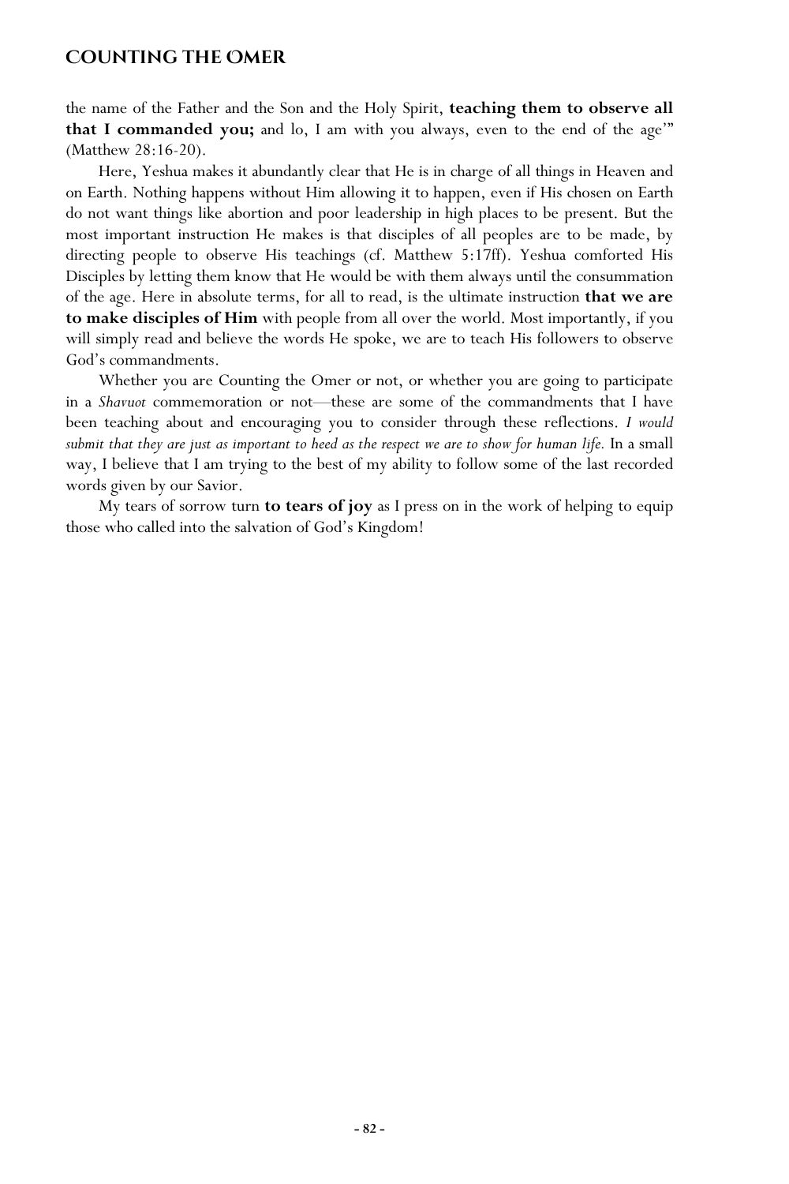the name of the Father and the Son and the Holy Spirit, **teaching them to observe all that I commanded you;** and lo, I am with you always, even to the end of the age'" (Matthew 28:16-20).

Here, Yeshua makes it abundantly clear that He is in charge of all things in Heaven and on Earth. Nothing happens without Him allowing it to happen, even if His chosen on Earth do not want things like abortion and poor leadership in high places to be present. But the most important instruction He makes is that disciples of all peoples are to be made, by directing people to observe His teachings (cf. Matthew 5:17ff). Yeshua comforted His Disciples by letting them know that He would be with them always until the consummation of the age. Here in absolute terms, for all to read, is the ultimate instruction **that we are to make disciples of Him** with people from all over the world. Most importantly, if you will simply read and believe the words He spoke, we are to teach His followers to observe God's commandments.

Whether you are Counting the Omer or not, or whether you are going to participate in a *Shavuot* commemoration or not—these are some of the commandments that I have been teaching about and encouraging you to consider through these reflections. *I would submit that they are just as important to heed as the respect we are to show for human life.* In a small way, I believe that I am trying to the best of my ability to follow some of the last recorded words given by our Savior.

My tears of sorrow turn **to tears of joy** as I press on in the work of helping to equip those who called into the salvation of God's Kingdom!